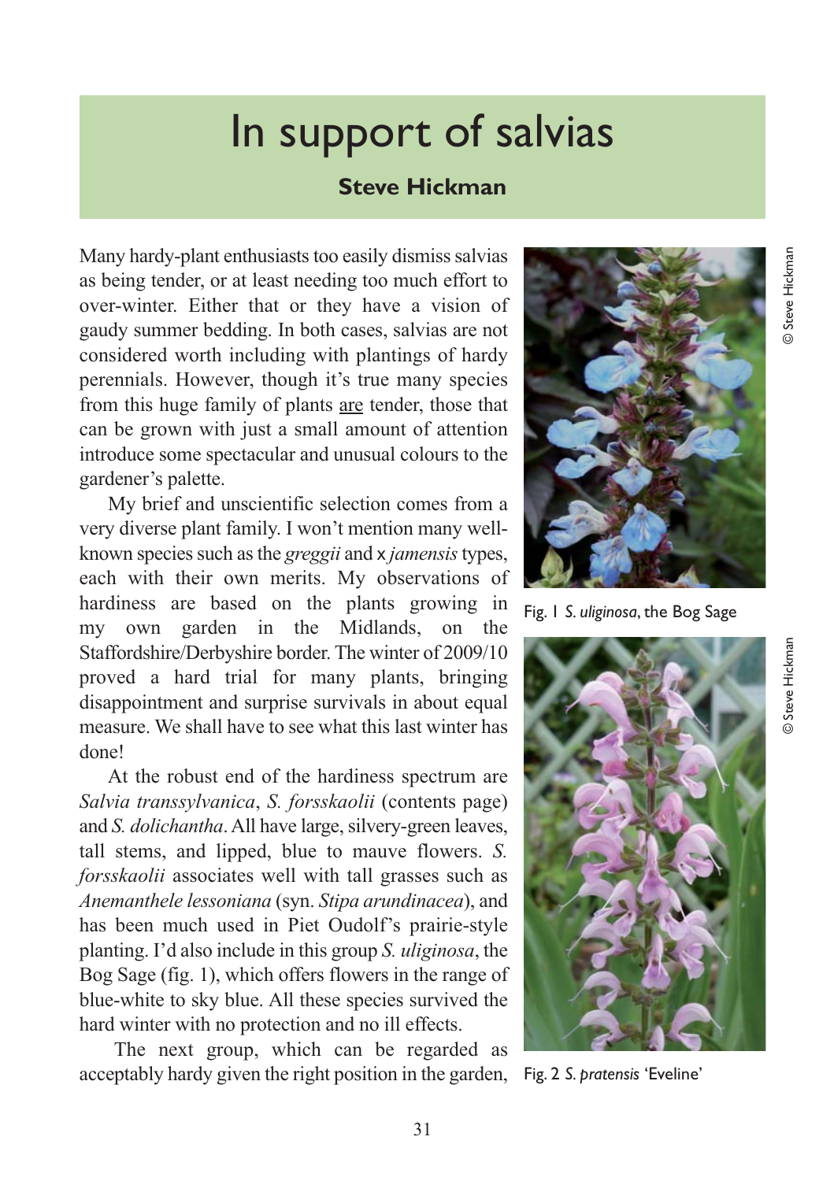# In support of salvias

**Steve Hickman**

Many hardy-plant enthusiasts too easily dismiss salvias as being tender, or at least needing too much effort to over-winter. Either that or they have a vision of gaudy summer bedding. In both cases, salvias are not considered worth including with plantings of hardy perennials. However, though it's true many species from this huge family of plants <u>are</u> tender, those that can be grown with just a small amount of attention introduce some spectacular and unusual colours to the gardener's palette.

My brief and unscientific selection comes from a very diverse plant family. I won't mention many well-known species such as the *greggii* and x *jamensis* types, each with their own merits. My observations of hardiness are based on the plants growing in my own garden in the Midlands, on the Staffordshire/Derbyshire border. The winter of 2009/10 proved a hard trial for many plants, bringing disappointment and surprise survivals in about equal measure. We shall have to see what this last winter has done!

At the robust end of the hardiness spectrum are *Salvia transsylvanica*, *S. forsskaolii* (contents page) and *S. dolichantha*. All have large, silvery-green leaves, tall stems, and lipped, blue to mauve flowers. *S. forsskaolii* associates well with tall grasses such as *Anemanthele lessoniana* (syn. *Stipa arundinacea*), and has been much used in Piet Oudolf's prairie-style planting. I'd also include in this group *S. uliginosa*, the Bog Sage (fig. 1), which offers flowers in the range of blue-white to sky blue. All these species survived the hard winter with no protection and no ill effects.

The next group, which can be regarded as acceptably hardy given the right position in the garden,

Fig. 1 *S. uliginosa*, the Bog Sage

© Steve Hickman

Fig. 2 *S. pratensis* 'Eveline'

© Steve Hickman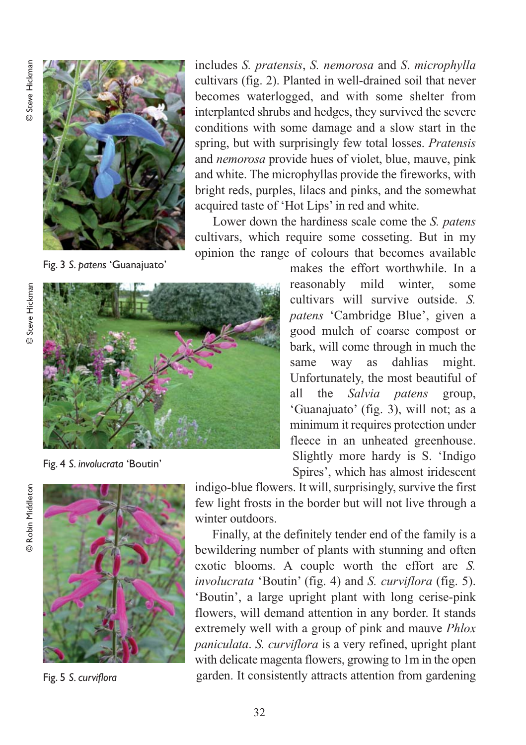includes *S. pratensis*, *S. nemorosa* and *S. microphylla* cultivars (fig. 2). Planted in well-drained soil that never becomes waterlogged, and with some shelter from interplanted shrubs and hedges, they survived the severe conditions with some damage and a slow start in the spring, but with surprisingly few total losses. *Pratensis* and *nemorosa* provide hues of violet, blue, mauve, pink and white. The microphyllas provide the fireworks, with bright reds, purples, lilacs and pinks, and the somewhat acquired taste of 'Hot Lips' in red and white.

Lower down the hardiness scale come the *S. patens* cultivars, which require some cosseting. But in my opinion the range of colours that becomes available makes the effort worthwhile. In a reasonably mild winter, some cultivars will survive outside. *S. patens* 'Cambridge Blue', given a good mulch of coarse compost or bark, will come through in much the same way as dahlias might. Unfortunately, the most beautiful of all the *Salvia patens* group, 'Guanajuato' (fig. 3), will not; as a minimum it requires protection under fleece in an unheated greenhouse. Slightly more hardy is S. 'Indigo Spires', which has almost iridescent indigo-blue flowers. It will, surprisingly, survive the first few light frosts in the border but will not live through a winter outdoors.

Finally, at the definitely tender end of the family is a bewildering number of plants with stunning and often exotic blooms. A couple worth the effort are *S. involucrata* 'Boutin' (fig. 4) and *S. curviflora* (fig. 5). 'Boutin', a large upright plant with long cerise-pink flowers, will demand attention in any border. It stands extremely well with a group of pink and mauve *Phlox paniculata*. *S. curviflora* is a very refined, upright plant with delicate magenta flowers, growing to 1m in the open garden. It consistently attracts attention from gardening

© Steve Hickman

Fig. 3 *S. patens* 'Guanajuato'

© Steve Hickman

Fig. 4 *S. involucrata* 'Boutin'

© Robin Middleton

Fig. 5 *S. curviflora*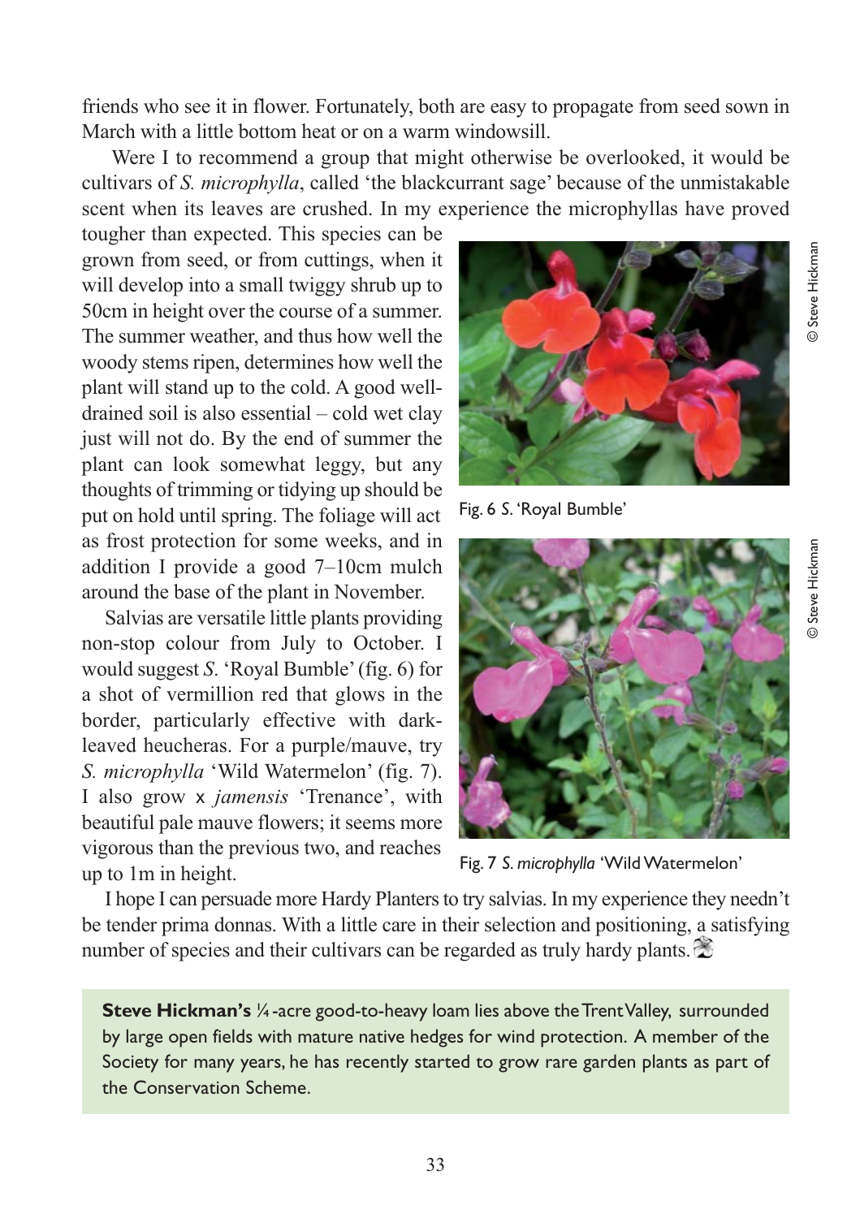friends who see it in flower. Fortunately, both are easy to propagate from seed sown in March with a little bottom heat or on a warm windowsill.

Were I to recommend a group that might otherwise be overlooked, it would be cultivars of *S. microphylla*, called 'the blackcurrant sage' because of the unmistakable scent when its leaves are crushed. In my experience the microphyllas have proved tougher than expected. This species can be grown from seed, or from cuttings, when it will develop into a small twiggy shrub up to 50cm in height over the course of a summer. The summer weather, and thus how well the woody stems ripen, determines how well the plant will stand up to the cold. A good well-drained soil is also essential – cold wet clay just will not do. By the end of summer the plant can look somewhat leggy, but any thoughts of trimming or tidying up should be put on hold until spring. The foliage will act as frost protection for some weeks, and in addition I provide a good 7–10cm mulch around the base of the plant in November.

Fig. 6 *S.* 'Royal Bumble'

© Steve Hickman

Fig. 7 *S. microphylla* 'Wild Watermelon'

© Steve Hickman

Salvias are versatile little plants providing non-stop colour from July to October. I would suggest *S.* 'Royal Bumble' (fig. 6) for a shot of vermillion red that glows in the border, particularly effective with dark-leaved heucheras. For a purple/mauve, try *S. microphylla* 'Wild Watermelon' (fig. 7). I also grow x *jamensis* 'Trenance', with beautiful pale mauve flowers; it seems more vigorous than the previous two, and reaches up to 1m in height.

I hope I can persuade more Hardy Planters to try salvias. In my experience they needn't be tender prima donnas. With a little care in their selection and positioning, a satisfying number of species and their cultivars can be regarded as truly hardy plants.

**Steve Hickman's** ¼-acre good-to-heavy loam lies above the Trent Valley, surrounded by large open fields with mature native hedges for wind protection. A member of the Society for many years, he has recently started to grow rare garden plants as part of the Conservation Scheme.